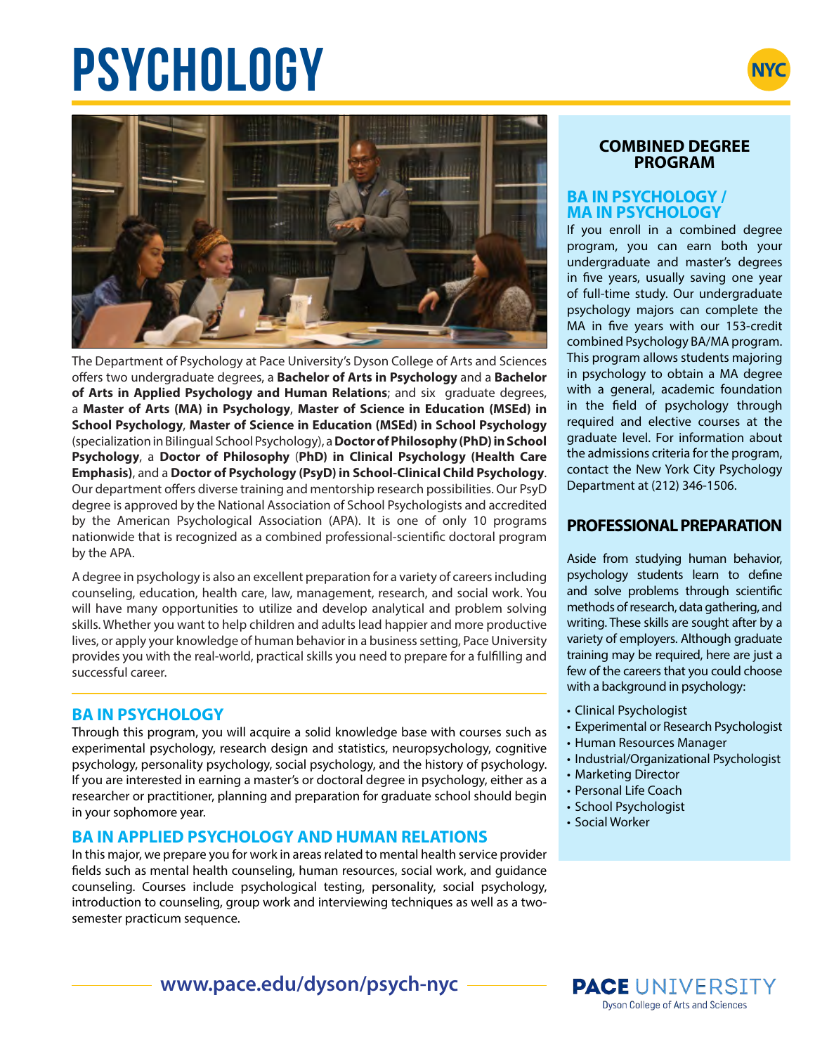# PSYCHOLOGY

NYC

The Department of Psychology at Pace University's Dyson College of Arts and Sciences offers two undergraduate degrees, a **Bachelor of Arts in Psychology** and a **Bachelor of Arts in Applied Psychology and Human Relations**; and six graduate degrees, a **Master of Arts (MA) in Psychology**, **Master of Science in Education (MSEd) in School Psychology**, **Master of Science in Education (MSEd) in School Psychology** (specialization in Bilingual School Psychology), a **Doctor of Philosophy (PhD) in School Psychology**, a **Doctor of Philosophy (PhD) in Clinical Psychology (Health Care Emphasis)**, and a **Doctor of Psychology (PsyD) in School-Clinical Child Psychology**. Our department offers diverse training and mentorship research possibilities. Our PsyD degree is approved by the National Association of School Psychologists and accredited by the American Psychological Association (APA). It is one of only 10 programs nationwide that is recognized as a combined professional-scientific doctoral program by the APA.

A degree in psychology is also an excellent preparation for a variety of careers including counseling, education, health care, law, management, research, and social work. You will have many opportunities to utilize and develop analytical and problem solving skills. Whether you want to help children and adults lead happier and more productive lives, or apply your knowledge of human behavior in a business setting, Pace University provides you with the real-world, practical skills you need to prepare for a fulfilling and successful career.

## BA IN PSYCHOLOGY

Through this program, you will acquire a solid knowledge base with courses such as experimental psychology, research design and statistics, neuropsychology, cognitive psychology, personality psychology, social psychology, and the history of psychology. If you are interested in earning a master's or doctoral degree in psychology, either as a researcher or practitioner, planning and preparation for graduate school should begin in your sophomore year.

## BA IN APPLIED PSYCHOLOGY AND HUMAN RELATIONS

In this major, we prepare you for work in areas related to mental health service provider fields such as mental health counseling, human resources, social work, and guidance counseling. Courses include psychological testing, personality, social psychology, introduction to counseling, group work and interviewing techniques as well as a two-semester practicum sequence.

## COMBINED DEGREE PROGRAM

### BA IN PSYCHOLOGY / MA IN PSYCHOLOGY

If you enroll in a combined degree program, you can earn both your undergraduate and master's degrees in five years, usually saving one year of full-time study. Our undergraduate psychology majors can complete the MA in five years with our 153-credit combined Psychology BA/MA program. This program allows students majoring in psychology to obtain a MA degree with a general, academic foundation in the field of psychology through required and elective courses at the graduate level. For information about the admissions criteria for the program, contact the New York City Psychology Department at (212) 346-1506.

## PROFESSIONAL PREPARATION

Aside from studying human behavior, psychology students learn to define and solve problems through scientific methods of research, data gathering, and writing. These skills are sought after by a variety of employers. Although graduate training may be required, here are just a few of the careers that you could choose with a background in psychology:

- Clinical Psychologist
- Experimental or Research Psychologist
- Human Resources Manager
- Industrial/Organizational Psychologist
- Marketing Director
- Personal Life Coach
- School Psychologist
- Social Worker

www.pace.edu/dyson/psych-nyc

PACE UNIVERSITY
Dyson College of Arts and Sciences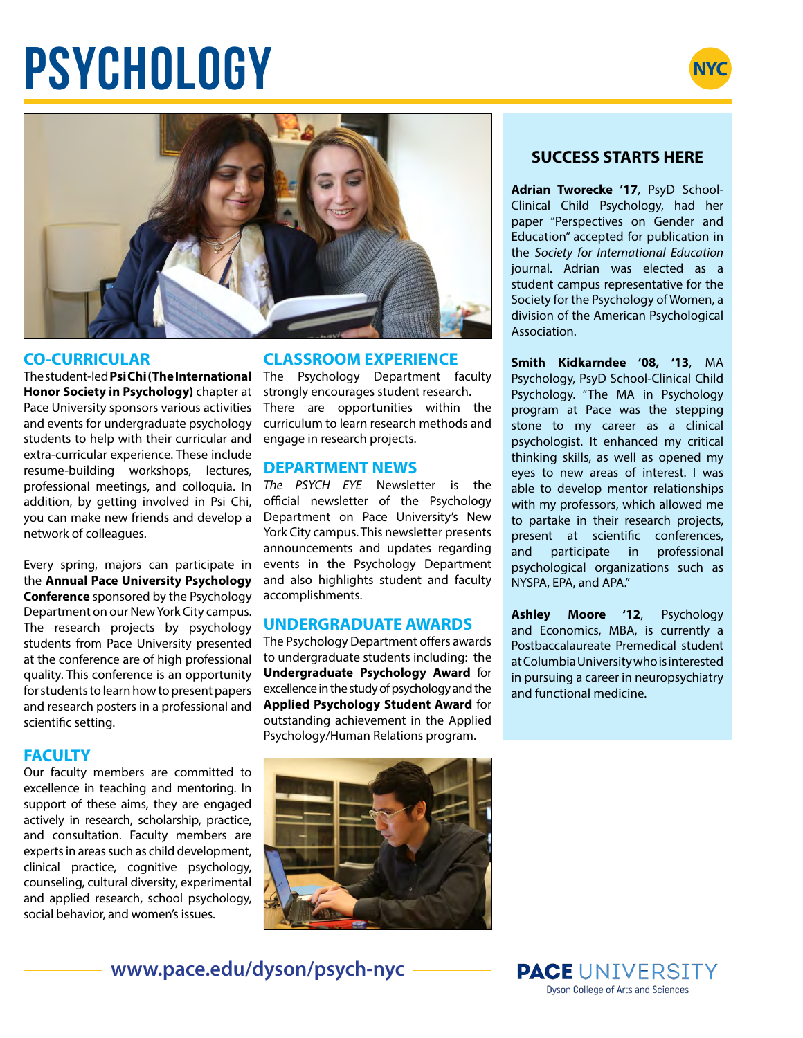# PSYCHOLOGY

NYC

## CO-CURRICULAR

The student-led **Psi Chi (The International Honor Society in Psychology)** chapter at Pace University sponsors various activities and events for undergraduate psychology students to help with their curricular and extra-curricular experience. These include resume-building workshops, lectures, professional meetings, and colloquia. In addition, by getting involved in Psi Chi, you can make new friends and develop a network of colleagues.

Every spring, majors can participate in the **Annual Pace University Psychology Conference** sponsored by the Psychology Department on our New York City campus. The research projects by psychology students from Pace University presented at the conference are of high professional quality. This conference is an opportunity for students to learn how to present papers and research posters in a professional and scientific setting.

## FACULTY

Our faculty members are committed to excellence in teaching and mentoring. In support of these aims, they are engaged actively in research, scholarship, practice, and consultation. Faculty members are experts in areas such as child development, clinical practice, cognitive psychology, counseling, cultural diversity, experimental and applied research, school psychology, social behavior, and women's issues.

## CLASSROOM EXPERIENCE

The Psychology Department faculty strongly encourages student research. There are opportunities within the curriculum to learn research methods and engage in research projects.

## DEPARTMENT NEWS

*The PSYCH EYE* Newsletter is the official newsletter of the Psychology Department on Pace University's New York City campus. This newsletter presents announcements and updates regarding events in the Psychology Department and also highlights student and faculty accomplishments.

## UNDERGRADUATE AWARDS

The Psychology Department offers awards to undergraduate students including: the **Undergraduate Psychology Award** for excellence in the study of psychology and the **Applied Psychology Student Award** for outstanding achievement in the Applied Psychology/Human Relations program.

## SUCCESS STARTS HERE

**Adrian Tworecke '17**, PsyD School-Clinical Child Psychology, had her paper "Perspectives on Gender and Education" accepted for publication in the *Society for International Education* journal. Adrian was elected as a student campus representative for the Society for the Psychology of Women, a division of the American Psychological Association.

**Smith Kidkarndee '08, '13**, MA Psychology, PsyD School-Clinical Child Psychology. "The MA in Psychology program at Pace was the stepping stone to my career as a clinical psychologist. It enhanced my critical thinking skills, as well as opened my eyes to new areas of interest. I was able to develop mentor relationships with my professors, which allowed me to partake in their research projects, present at scientific conferences, and participate in professional psychological organizations such as NYSPA, EPA, and APA."

**Ashley Moore '12**, Psychology and Economics, MBA, is currently a Postbaccalaureate Premedical student at Columbia University who is interested in pursuing a career in neuropsychiatry and functional medicine.

www.pace.edu/dyson/psych-nyc

PACE UNIVERSITY
Dyson College of Arts and Sciences